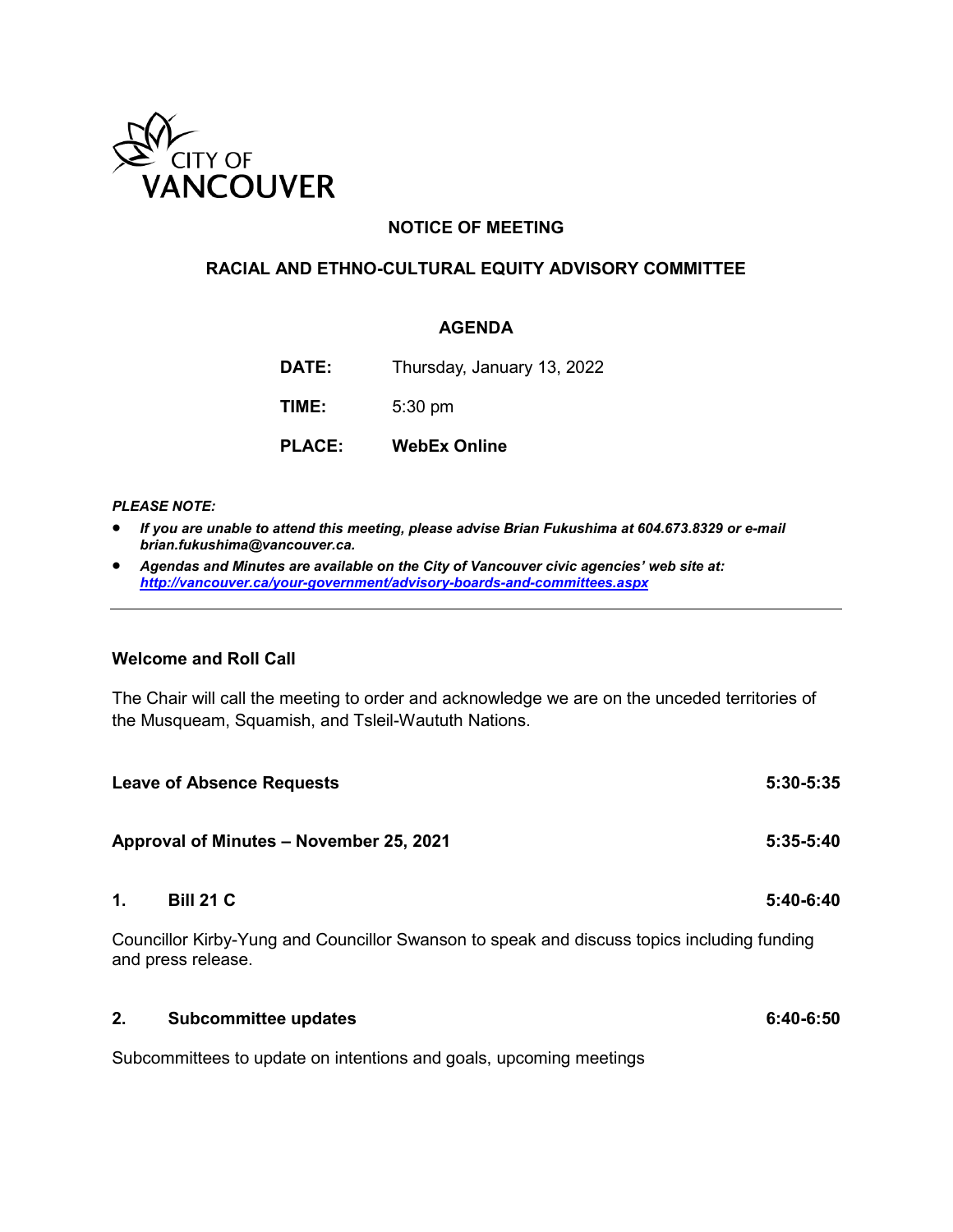CITY OF VANCOUVER

# NOTICE OF MEETING

## RACIAL AND ETHNO-CULTURAL EQUITY ADVISORY COMMITTEE

### AGENDA

| | |
|---|---|
| **DATE:** | Thursday, January 13, 2022 |
| **TIME:** | 5:30 pm |
| **PLACE:** | **WebEx Online** |

***PLEASE NOTE:***

- ***If you are unable to attend this meeting, please advise Brian Fukushima at 604.673.8329 or e-mail brian.fukushima@vancouver.ca.***
- ***Agendas and Minutes are available on the City of Vancouver civic agencies' web site at: http://vancouver.ca/your-government/advisory-boards-and-committees.aspx***

---

**Welcome and Roll Call**

The Chair will call the meeting to order and acknowledge we are on the unceded territories of the Musqueam, Squamish, and Tsleil-Waututh Nations.

**Leave of Absence Requests** **5:30-5:35**

**Approval of Minutes – November 25, 2021** **5:35-5:40**

**1. Bill 21 C** **5:40-6:40**

Councillor Kirby-Yung and Councillor Swanson to speak and discuss topics including funding and press release.

**2. Subcommittee updates** **6:40-6:50**

Subcommittees to update on intentions and goals, upcoming meetings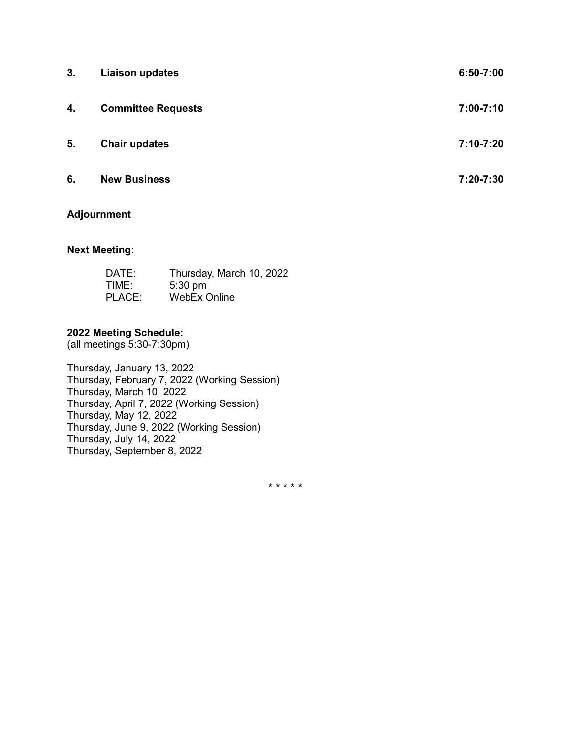**3. Liaison updates** **6:50-7:00**

**4. Committee Requests** **7:00-7:10**

**5. Chair updates** **7:10-7:20**

**6. New Business** **7:20-7:30**

**Adjournment**

**Next Meeting:**

DATE: Thursday, March 10, 2022
TIME: 5:30 pm
PLACE: WebEx Online

**2022 Meeting Schedule:**
(all meetings 5:30-7:30pm)

Thursday, January 13, 2022
Thursday, February 7, 2022 (Working Session)
Thursday, March 10, 2022
Thursday, April 7, 2022 (Working Session)
Thursday, May 12, 2022
Thursday, June 9, 2022 (Working Session)
Thursday, July 14, 2022
Thursday, September 8, 2022

\* \* \* \* \*